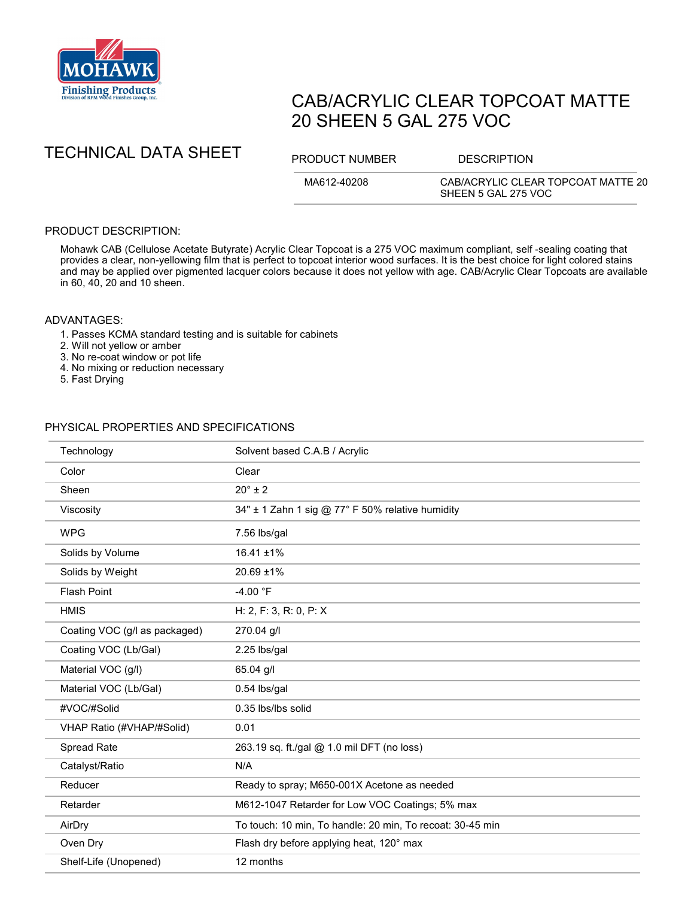Mohawk Finishing Products
Division of RPM Wood Finishes Group, Inc.

# CAB/ACRYLIC CLEAR TOPCOAT MATTE 20 SHEEN 5 GAL 275 VOC

## TECHNICAL DATA SHEET

| PRODUCT NUMBER | DESCRIPTION |
|---|---|
| MA612-40208 | CAB/ACRYLIC CLEAR TOPCOAT MATTE 20 SHEEN 5 GAL 275 VOC |

### PRODUCT DESCRIPTION:

Mohawk CAB (Cellulose Acetate Butyrate) Acrylic Clear Topcoat is a 275 VOC maximum compliant, self -sealing coating that provides a clear, non-yellowing film that is perfect to topcoat interior wood surfaces. It is the best choice for light colored stains and may be applied over pigmented lacquer colors because it does not yellow with age. CAB/Acrylic Clear Topcoats are available in 60, 40, 20 and 10 sheen.

### ADVANTAGES:

1. Passes KCMA standard testing and is suitable for cabinets
2. Will not yellow or amber
3. No re-coat window or pot life
4. No mixing or reduction necessary
5. Fast Drying

### PHYSICAL PROPERTIES AND SPECIFICATIONS

| | |
|---|---|
| Technology | Solvent based C.A.B / Acrylic |
| Color | Clear |
| Sheen | 20° ± 2 |
| Viscosity | 34" ± 1 Zahn 1 sig @ 77° F 50% relative humidity |
| WPG | 7.56 lbs/gal |
| Solids by Volume | 16.41 ±1% |
| Solids by Weight | 20.69 ±1% |
| Flash Point | -4.00 °F |
| HMIS | H: 2, F: 3, R: 0, P: X |
| Coating VOC (g/l as packaged) | 270.04 g/l |
| Coating VOC (Lb/Gal) | 2.25 lbs/gal |
| Material VOC (g/l) | 65.04 g/l |
| Material VOC (Lb/Gal) | 0.54 lbs/gal |
| #VOC/#Solid | 0.35 lbs/lbs solid |
| VHAP Ratio (#VHAP/#Solid) | 0.01 |
| Spread Rate | 263.19 sq. ft./gal @ 1.0 mil DFT (no loss) |
| Catalyst/Ratio | N/A |
| Reducer | Ready to spray; M650-001X Acetone as needed |
| Retarder | M612-1047 Retarder for Low VOC Coatings; 5% max |
| AirDry | To touch: 10 min, To handle: 20 min, To recoat: 30-45 min |
| Oven Dry | Flash dry before applying heat, 120° max |
| Shelf-Life (Unopened) | 12 months |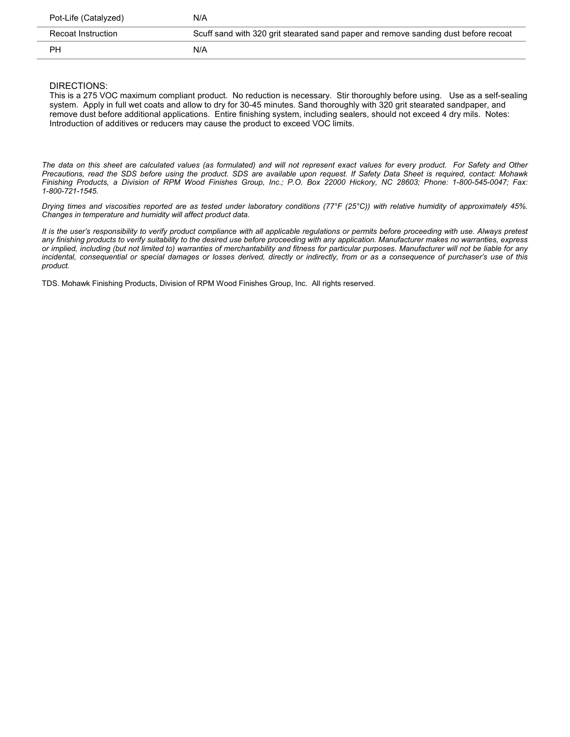| | |
|---|---|
| Pot-Life (Catalyzed) | N/A |
| Recoat Instruction | Scuff sand with 320 grit stearated sand paper and remove sanding dust before recoat |
| PH | N/A |

DIRECTIONS:
This is a 275 VOC maximum compliant product. No reduction is necessary. Stir thoroughly before using. Use as a self-sealing system. Apply in full wet coats and allow to dry for 30-45 minutes. Sand thoroughly with 320 grit stearated sandpaper, and remove dust before additional applications. Entire finishing system, including sealers, should not exceed 4 dry mils. Notes: Introduction of additives or reducers may cause the product to exceed VOC limits.

*The data on this sheet are calculated values (as formulated) and will not represent exact values for every product. For Safety and Other Precautions, read the SDS before using the product. SDS are available upon request. If Safety Data Sheet is required, contact: Mohawk Finishing Products, a Division of RPM Wood Finishes Group, Inc.; P.O. Box 22000 Hickory, NC 28603; Phone: 1-800-545-0047; Fax: 1-800-721-1545.*

*Drying times and viscosities reported are as tested under laboratory conditions (77°F (25°C)) with relative humidity of approximately 45%. Changes in temperature and humidity will affect product data.*

*It is the user's responsibility to verify product compliance with all applicable regulations or permits before proceeding with use. Always pretest any finishing products to verify suitability to the desired use before proceeding with any application. Manufacturer makes no warranties, express or implied, including (but not limited to) warranties of merchantability and fitness for particular purposes. Manufacturer will not be liable for any incidental, consequential or special damages or losses derived, directly or indirectly, from or as a consequence of purchaser's use of this product.*

TDS. Mohawk Finishing Products, Division of RPM Wood Finishes Group, Inc. All rights reserved.